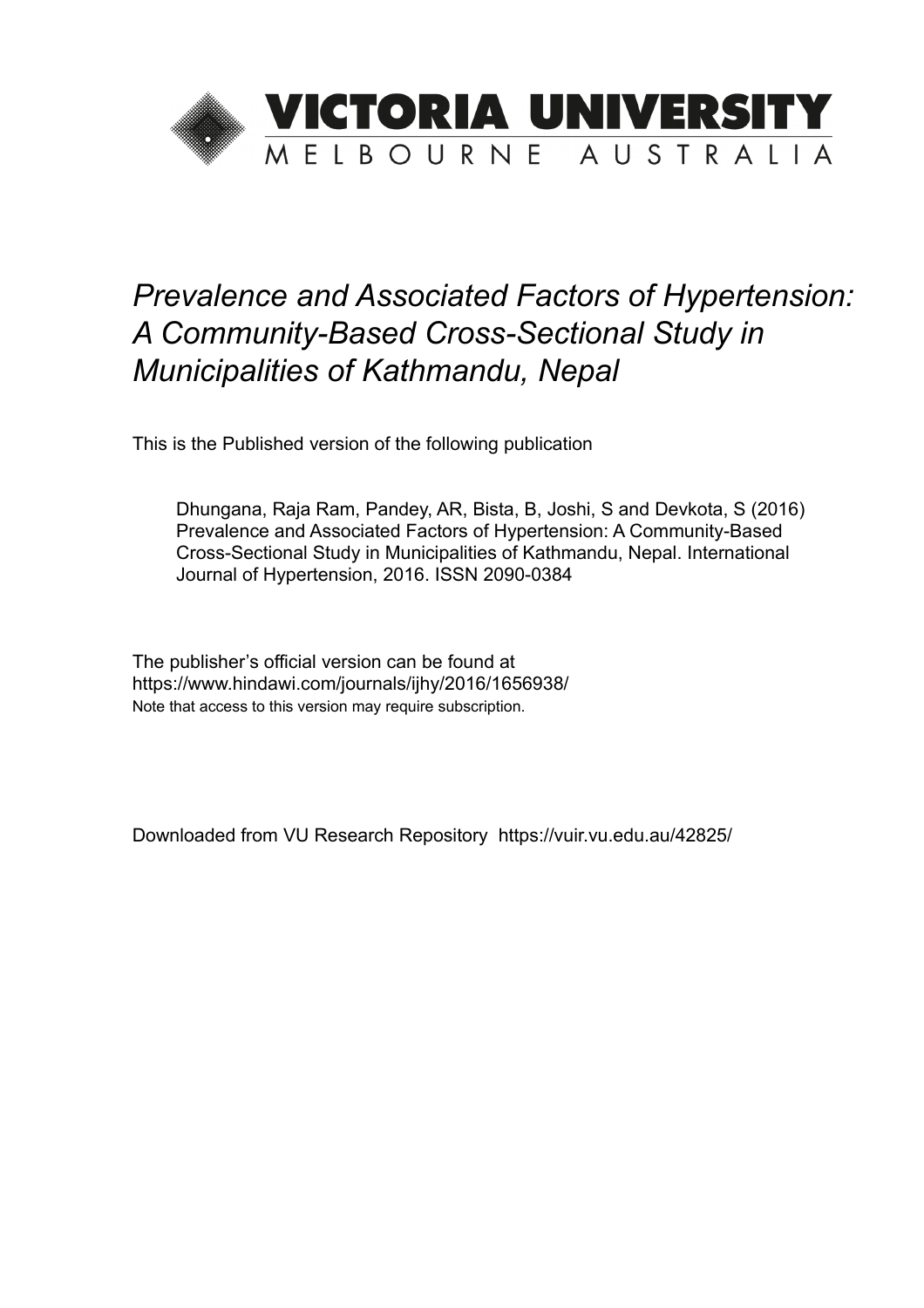# VICTORIA UNIVERSITY
MELBOURNE AUSTRALIA

*Prevalence and Associated Factors of Hypertension: A Community-Based Cross-Sectional Study in Municipalities of Kathmandu, Nepal*

This is the Published version of the following publication

Dhungana, Raja Ram, Pandey, AR, Bista, B, Joshi, S and Devkota, S (2016) Prevalence and Associated Factors of Hypertension: A Community-Based Cross-Sectional Study in Municipalities of Kathmandu, Nepal. International Journal of Hypertension, 2016. ISSN 2090-0384

The publisher's official version can be found at
https://www.hindawi.com/journals/ijhy/2016/1656938/
Note that access to this version may require subscription.

Downloaded from VU Research Repository https://vuir.vu.edu.au/42825/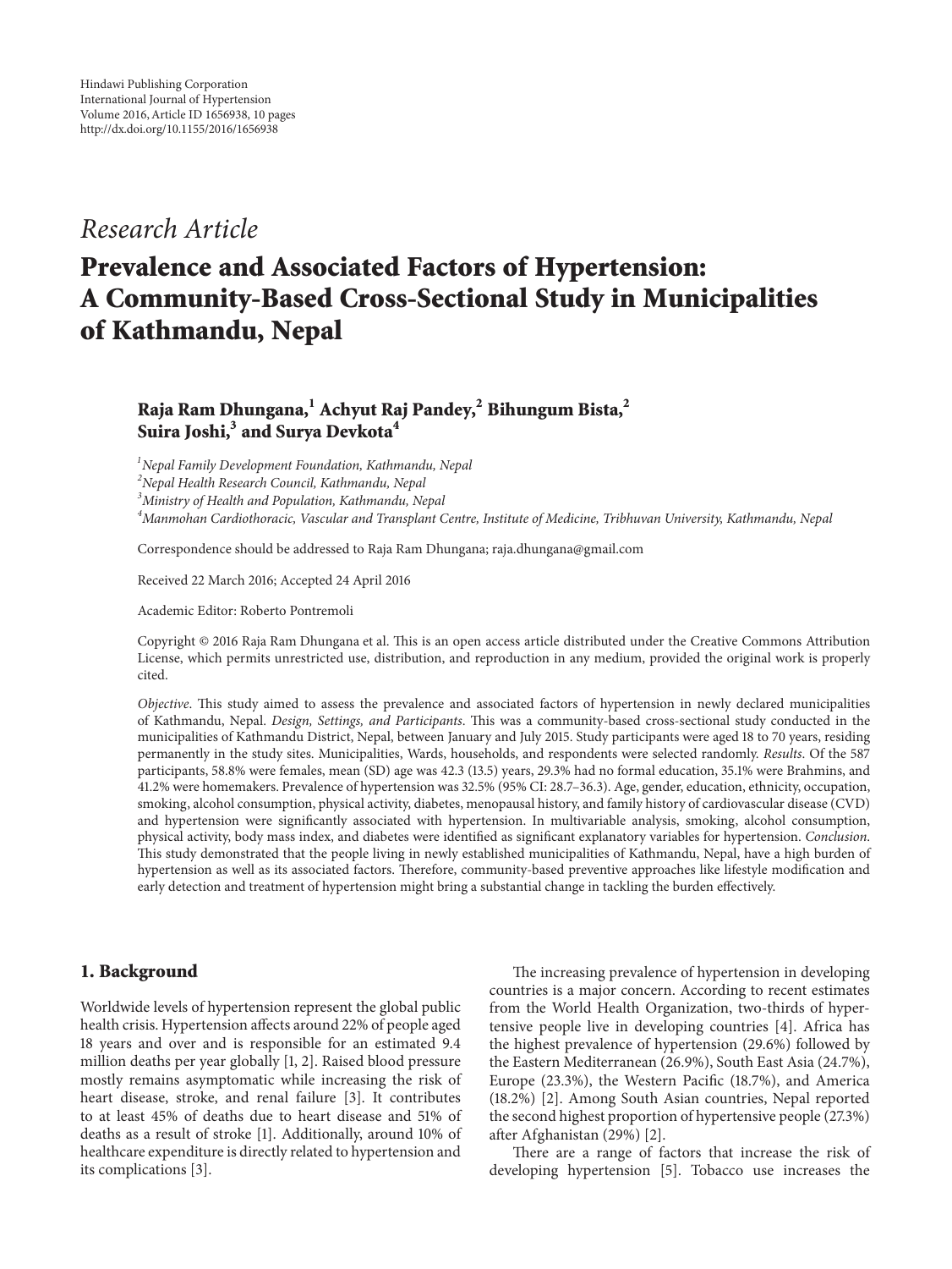Hindawi Publishing Corporation
International Journal of Hypertension
Volume 2016, Article ID 1656938, 10 pages
http://dx.doi.org/10.1155/2016/1656938

*Research Article*

# Prevalence and Associated Factors of Hypertension: A Community-Based Cross-Sectional Study in Municipalities of Kathmandu, Nepal

**Raja Ram Dhungana,[1] Achyut Raj Pandey,[2] Bihungum Bista,[2] Suira Joshi,[3] and Surya Devkota[4]**

[1]*Nepal Family Development Foundation, Kathmandu, Nepal*
[2]*Nepal Health Research Council, Kathmandu, Nepal*
[3]*Ministry of Health and Population, Kathmandu, Nepal*
[4]*Manmohan Cardiothoracic, Vascular and Transplant Centre, Institute of Medicine, Tribhuvan University, Kathmandu, Nepal*

Correspondence should be addressed to Raja Ram Dhungana; raja.dhungana@gmail.com

Received 22 March 2016; Accepted 24 April 2016

Academic Editor: Roberto Pontremoli

Copyright © 2016 Raja Ram Dhungana et al. This is an open access article distributed under the Creative Commons Attribution License, which permits unrestricted use, distribution, and reproduction in any medium, provided the original work is properly cited.

*Objective*. This study aimed to assess the prevalence and associated factors of hypertension in newly declared municipalities of Kathmandu, Nepal. *Design, Settings, and Participants*. This was a community-based cross-sectional study conducted in the municipalities of Kathmandu District, Nepal, between January and July 2015. Study participants were aged 18 to 70 years, residing permanently in the study sites. Municipalities, Wards, households, and respondents were selected randomly. *Results*. Of the 587 participants, 58.8% were females, mean (SD) age was 42.3 (13.5) years, 29.3% had no formal education, 35.1% were Brahmins, and 41.2% were homemakers. Prevalence of hypertension was 32.5% (95% CI: 28.7–36.3). Age, gender, education, ethnicity, occupation, smoking, alcohol consumption, physical activity, diabetes, menopausal history, and family history of cardiovascular disease (CVD) and hypertension were significantly associated with hypertension. In multivariable analysis, smoking, alcohol consumption, physical activity, body mass index, and diabetes were identified as significant explanatory variables for hypertension. *Conclusion*. This study demonstrated that the people living in newly established municipalities of Kathmandu, Nepal, have a high burden of hypertension as well as its associated factors. Therefore, community-based preventive approaches like lifestyle modification and early detection and treatment of hypertension might bring a substantial change in tackling the burden effectively.

## 1. Background

Worldwide levels of hypertension represent the global public health crisis. Hypertension affects around 22% of people aged 18 years and over and is responsible for an estimated 9.4 million deaths per year globally [1, 2]. Raised blood pressure mostly remains asymptomatic while increasing the risk of heart disease, stroke, and renal failure [3]. It contributes to at least 45% of deaths due to heart disease and 51% of deaths as a result of stroke [1]. Additionally, around 10% of healthcare expenditure is directly related to hypertension and its complications [3].

The increasing prevalence of hypertension in developing countries is a major concern. According to recent estimates from the World Health Organization, two-thirds of hypertensive people live in developing countries [4]. Africa has the highest prevalence of hypertension (29.6%) followed by the Eastern Mediterranean (26.9%), South East Asia (24.7%), Europe (23.3%), the Western Pacific (18.7%), and America (18.2%) [2]. Among South Asian countries, Nepal reported the second highest proportion of hypertensive people (27.3%) after Afghanistan (29%) [2].

There are a range of factors that increase the risk of developing hypertension [5]. Tobacco use increases the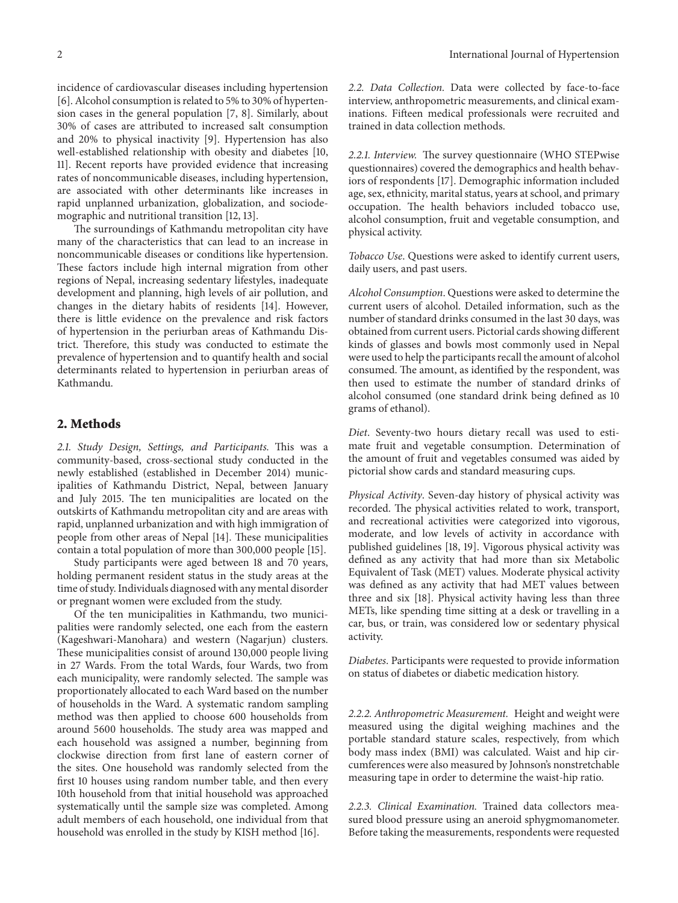incidence of cardiovascular diseases including hypertension [6]. Alcohol consumption is related to 5% to 30% of hypertension cases in the general population [7, 8]. Similarly, about 30% of cases are attributed to increased salt consumption and 20% to physical inactivity [9]. Hypertension has also well-established relationship with obesity and diabetes [10, 11]. Recent reports have provided evidence that increasing rates of noncommunicable diseases, including hypertension, are associated with other determinants like increases in rapid unplanned urbanization, globalization, and sociodemographic and nutritional transition [12, 13].

The surroundings of Kathmandu metropolitan city have many of the characteristics that can lead to an increase in noncommunicable diseases or conditions like hypertension. These factors include high internal migration from other regions of Nepal, increasing sedentary lifestyles, inadequate development and planning, high levels of air pollution, and changes in the dietary habits of residents [14]. However, there is little evidence on the prevalence and risk factors of hypertension in the periurban areas of Kathmandu District. Therefore, this study was conducted to estimate the prevalence of hypertension and to quantify health and social determinants related to hypertension in periurban areas of Kathmandu.

## 2. Methods

*2.1. Study Design, Settings, and Participants.* This was a community-based, cross-sectional study conducted in the newly established (established in December 2014) municipalities of Kathmandu District, Nepal, between January and July 2015. The ten municipalities are located on the outskirts of Kathmandu metropolitan city and are areas with rapid, unplanned urbanization and with high immigration of people from other areas of Nepal [14]. These municipalities contain a total population of more than 300,000 people [15].

Study participants were aged between 18 and 70 years, holding permanent resident status in the study areas at the time of study. Individuals diagnosed with any mental disorder or pregnant women were excluded from the study.

Of the ten municipalities in Kathmandu, two municipalities were randomly selected, one each from the eastern (Kageshwari-Manohara) and western (Nagarjun) clusters. These municipalities consist of around 130,000 people living in 27 Wards. From the total Wards, four Wards, two from each municipality, were randomly selected. The sample was proportionately allocated to each Ward based on the number of households in the Ward. A systematic random sampling method was then applied to choose 600 households from around 5600 households. The study area was mapped and each household was assigned a number, beginning from clockwise direction from first lane of eastern corner of the sites. One household was randomly selected from the first 10 houses using random number table, and then every 10th household from that initial household was approached systematically until the sample size was completed. Among adult members of each household, one individual from that household was enrolled in the study by KISH method [16].

*2.2. Data Collection.* Data were collected by face-to-face interview, anthropometric measurements, and clinical examinations. Fifteen medical professionals were recruited and trained in data collection methods.

*2.2.1. Interview.* The survey questionnaire (WHO STEPwise questionnaires) covered the demographics and health behaviors of respondents [17]. Demographic information included age, sex, ethnicity, marital status, years at school, and primary occupation. The health behaviors included tobacco use, alcohol consumption, fruit and vegetable consumption, and physical activity.

*Tobacco Use.* Questions were asked to identify current users, daily users, and past users.

*Alcohol Consumption.* Questions were asked to determine the current users of alcohol. Detailed information, such as the number of standard drinks consumed in the last 30 days, was obtained from current users. Pictorial cards showing different kinds of glasses and bowls most commonly used in Nepal were used to help the participants recall the amount of alcohol consumed. The amount, as identified by the respondent, was then used to estimate the number of standard drinks of alcohol consumed (one standard drink being defined as 10 grams of ethanol).

*Diet.* Seventy-two hours dietary recall was used to estimate fruit and vegetable consumption. Determination of the amount of fruit and vegetables consumed was aided by pictorial show cards and standard measuring cups.

*Physical Activity.* Seven-day history of physical activity was recorded. The physical activities related to work, transport, and recreational activities were categorized into vigorous, moderate, and low levels of activity in accordance with published guidelines [18, 19]. Vigorous physical activity was defined as any activity that had more than six Metabolic Equivalent of Task (MET) values. Moderate physical activity was defined as any activity that had MET values between three and six [18]. Physical activity having less than three METs, like spending time sitting at a desk or travelling in a car, bus, or train, was considered low or sedentary physical activity.

*Diabetes.* Participants were requested to provide information on status of diabetes or diabetic medication history.

*2.2.2. Anthropometric Measurement.* Height and weight were measured using the digital weighing machines and the portable standard stature scales, respectively, from which body mass index (BMI) was calculated. Waist and hip circumferences were also measured by Johnson's nonstretchable measuring tape in order to determine the waist-hip ratio.

*2.2.3. Clinical Examination.* Trained data collectors measured blood pressure using an aneroid sphygmomanometer. Before taking the measurements, respondents were requested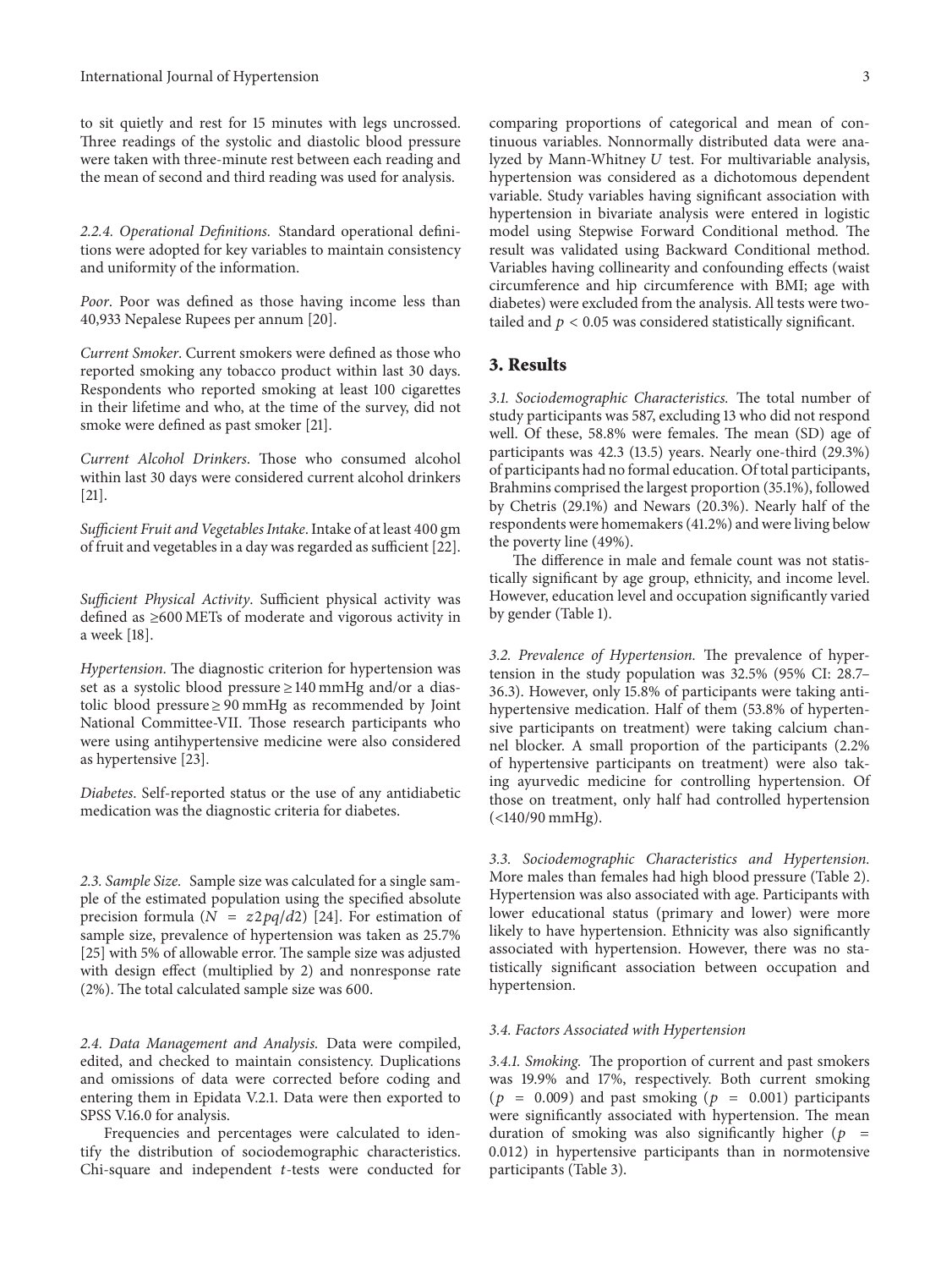to sit quietly and rest for 15 minutes with legs uncrossed. Three readings of the systolic and diastolic blood pressure were taken with three-minute rest between each reading and the mean of second and third reading was used for analysis.

#### 2.2.4. Operational Definitions

*2.2.4. Operational Definitions.* Standard operational definitions were adopted for key variables to maintain consistency and uniformity of the information.

*Poor*. Poor was defined as those having income less than 40,933 Nepalese Rupees per annum [20].

*Current Smoker*. Current smokers were defined as those who reported smoking any tobacco product within last 30 days. Respondents who reported smoking at least 100 cigarettes in their lifetime and who, at the time of the survey, did not smoke were defined as past smoker [21].

*Current Alcohol Drinkers*. Those who consumed alcohol within last 30 days were considered current alcohol drinkers [21].

*Sufficient Fruit and Vegetables Intake*. Intake of at least 400 gm of fruit and vegetables in a day was regarded as sufficient [22].

*Sufficient Physical Activity*. Sufficient physical activity was defined as ≥600 METs of moderate and vigorous activity in a week [18].

*Hypertension*. The diagnostic criterion for hypertension was set as a systolic blood pressure ≥ 140 mmHg and/or a diastolic blood pressure ≥ 90 mmHg as recommended by Joint National Committee-VII. Those research participants who were using antihypertensive medicine were also considered as hypertensive [23].

*Diabetes*. Self-reported status or the use of any antidiabetic medication was the diagnostic criteria for diabetes.

*2.3. Sample Size.* Sample size was calculated for a single sample of the estimated population using the specified absolute precision formula ($N = z2pq/d2$) [24]. For estimation of sample size, prevalence of hypertension was taken as 25.7% [25] with 5% of allowable error. The sample size was adjusted with design effect (multiplied by 2) and nonresponse rate (2%). The total calculated sample size was 600.

*2.4. Data Management and Analysis.* Data were compiled, edited, and checked to maintain consistency. Duplications and omissions of data were corrected before coding and entering them in Epidata V.2.1. Data were then exported to SPSS V.16.0 for analysis.

Frequencies and percentages were calculated to identify the distribution of sociodemographic characteristics. Chi-square and independent $t$-tests were conducted for comparing proportions of categorical and mean of continuous variables. Nonnormally distributed data were analyzed by Mann-Whitney $U$ test. For multivariable analysis, hypertension was considered as a dichotomous dependent variable. Study variables having significant association with hypertension in bivariate analysis were entered in logistic model using Stepwise Forward Conditional method. The result was validated using Backward Conditional method. Variables having collinearity and confounding effects (waist circumference and hip circumference with BMI; age with diabetes) were excluded from the analysis. All tests were two-tailed and $p < 0.05$ was considered statistically significant.

## 3. Results

*3.1. Sociodemographic Characteristics.* The total number of study participants was 587, excluding 13 who did not respond well. Of these, 58.8% were females. The mean (SD) age of participants was 42.3 (13.5) years. Nearly one-third (29.3%) of participants had no formal education. Of total participants, Brahmins comprised the largest proportion (35.1%), followed by Chetris (29.1%) and Newars (20.3%). Nearly half of the respondents were homemakers (41.2%) and were living below the poverty line (49%).

The difference in male and female count was not statistically significant by age group, ethnicity, and income level. However, education level and occupation significantly varied by gender (Table 1).

*3.2. Prevalence of Hypertension.* The prevalence of hypertension in the study population was 32.5% (95% CI: 28.7–36.3). However, only 15.8% of participants were taking antihypertensive medication. Half of them (53.8% of hypertensive participants on treatment) were taking calcium channel blocker. A small proportion of the participants (2.2% of hypertensive participants on treatment) were also taking ayurvedic medicine for controlling hypertension. Of those on treatment, only half had controlled hypertension (<140/90 mmHg).

*3.3. Sociodemographic Characteristics and Hypertension.* More males than females had high blood pressure (Table 2). Hypertension was also associated with age. Participants with lower educational status (primary and lower) were more likely to have hypertension. Ethnicity was also significantly associated with hypertension. However, there was no statistically significant association between occupation and hypertension.

*3.4. Factors Associated with Hypertension*

*3.4.1. Smoking.* The proportion of current and past smokers was 19.9% and 17%, respectively. Both current smoking ($p = 0.009$) and past smoking ($p = 0.001$) participants were significantly associated with hypertension. The mean duration of smoking was also significantly higher ($p = 0.012$) in hypertensive participants than in normotensive participants (Table 3).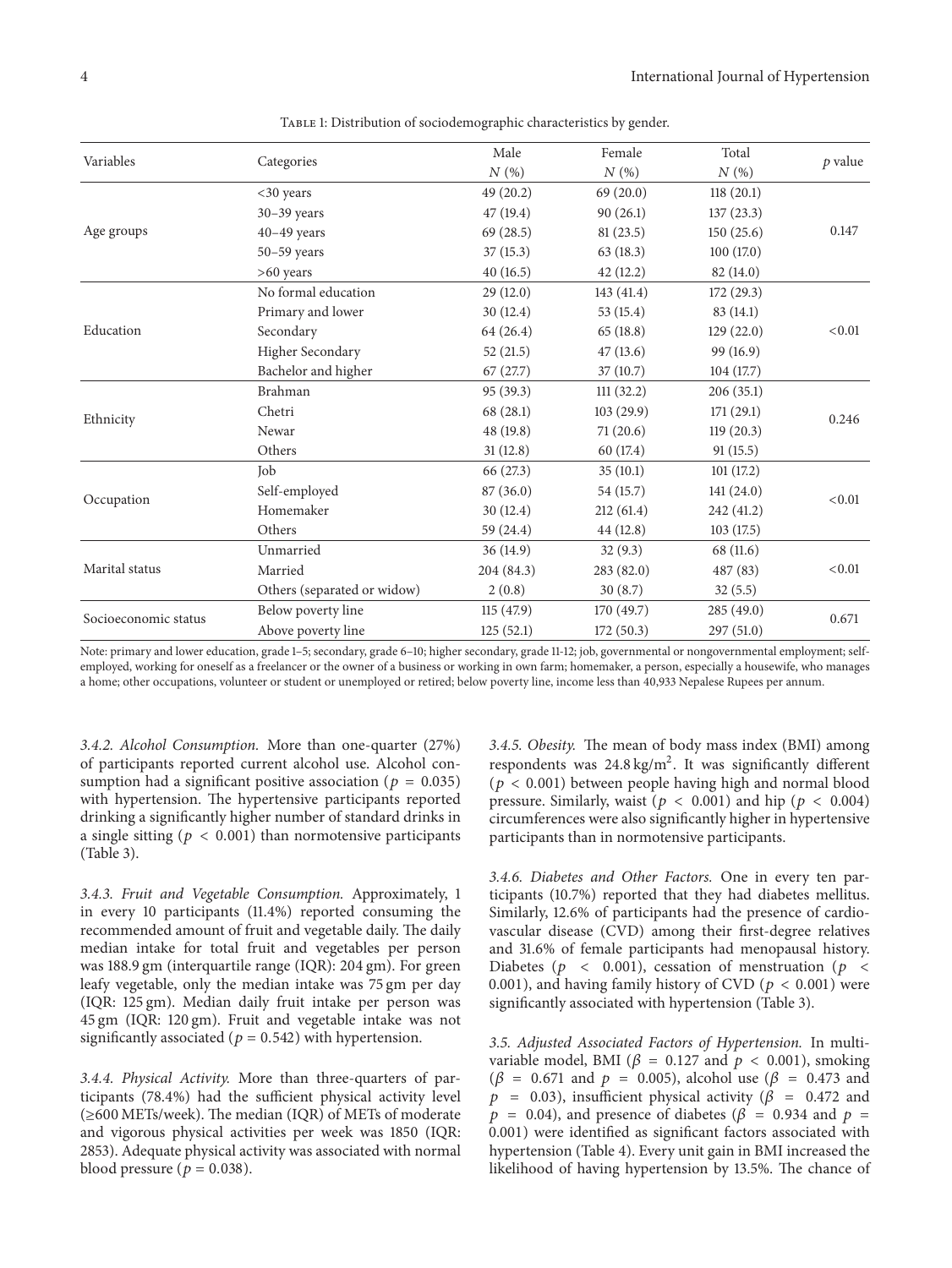Table 1: Distribution of sociodemographic characteristics by gender.

| Variables | Categories | Male N (%) | Female N (%) | Total N (%) | p value |
|---|---|---|---|---|---|
| Age groups | <30 years | 49 (20.2) | 69 (20.0) | 118 (20.1) | 0.147 |
| | 30–39 years | 47 (19.4) | 90 (26.1) | 137 (23.3) | |
| | 40–49 years | 69 (28.5) | 81 (23.5) | 150 (25.6) | |
| | 50–59 years | 37 (15.3) | 63 (18.3) | 100 (17.0) | |
| | >60 years | 40 (16.5) | 42 (12.2) | 82 (14.0) | |
| Education | No formal education | 29 (12.0) | 143 (41.4) | 172 (29.3) | <0.01 |
| | Primary and lower | 30 (12.4) | 53 (15.4) | 83 (14.1) | |
| | Secondary | 64 (26.4) | 65 (18.8) | 129 (22.0) | |
| | Higher Secondary | 52 (21.5) | 47 (13.6) | 99 (16.9) | |
| | Bachelor and higher | 67 (27.7) | 37 (10.7) | 104 (17.7) | |
| Ethnicity | Brahman | 95 (39.3) | 111 (32.2) | 206 (35.1) | 0.246 |
| | Chetri | 68 (28.1) | 103 (29.9) | 171 (29.1) | |
| | Newar | 48 (19.8) | 71 (20.6) | 119 (20.3) | |
| | Others | 31 (12.8) | 60 (17.4) | 91 (15.5) | |
| Occupation | Job | 66 (27.3) | 35 (10.1) | 101 (17.2) | <0.01 |
| | Self-employed | 87 (36.0) | 54 (15.7) | 141 (24.0) | |
| | Homemaker | 30 (12.4) | 212 (61.4) | 242 (41.2) | |
| | Others | 59 (24.4) | 44 (12.8) | 103 (17.5) | |
| Marital status | Unmarried | 36 (14.9) | 32 (9.3) | 68 (11.6) | <0.01 |
| | Married | 204 (84.3) | 283 (82.0) | 487 (83) | |
| | Others (separated or widow) | 2 (0.8) | 30 (8.7) | 32 (5.5) | |
| Socioeconomic status | Below poverty line | 115 (47.9) | 170 (49.7) | 285 (49.0) | 0.671 |
| | Above poverty line | 125 (52.1) | 172 (50.3) | 297 (51.0) | |

Note: primary and lower education, grade 1–5; secondary, grade 6–10; higher secondary, grade 11-12; job, governmental or nongovernmental employment; self-employed, working for oneself as a freelancer or the owner of a business or working in own farm; homemaker, a person, especially a housewife, who manages a home; other occupations, volunteer or student or unemployed or retired; below poverty line, income less than 40,933 Nepalese Rupees per annum.

*3.4.2. Alcohol Consumption.* More than one-quarter (27%) of participants reported current alcohol use. Alcohol consumption had a significant positive association ($p = 0.035$) with hypertension. The hypertensive participants reported drinking a significantly higher number of standard drinks in a single sitting ($p < 0.001$) than normotensive participants (Table 3).

*3.4.3. Fruit and Vegetable Consumption.* Approximately, 1 in every 10 participants (11.4%) reported consuming the recommended amount of fruit and vegetable daily. The daily median intake for total fruit and vegetables per person was 188.9 gm (interquartile range (IQR): 204 gm). For green leafy vegetable, only the median intake was 75 gm per day (IQR: 125 gm). Median daily fruit intake per person was 45 gm (IQR: 120 gm). Fruit and vegetable intake was not significantly associated ($p = 0.542$) with hypertension.

*3.4.4. Physical Activity.* More than three-quarters of participants (78.4%) had the sufficient physical activity level (≥600 METs/week). The median (IQR) of METs of moderate and vigorous physical activities per week was 1850 (IQR: 2853). Adequate physical activity was associated with normal blood pressure ($p = 0.038$).

*3.4.5. Obesity.* The mean of body mass index (BMI) among respondents was 24.8 kg/m$^2$. It was significantly different ($p < 0.001$) between people having high and normal blood pressure. Similarly, waist ($p < 0.001$) and hip ($p < 0.004$) circumferences were also significantly higher in hypertensive participants than in normotensive participants.

*3.4.6. Diabetes and Other Factors.* One in every ten participants (10.7%) reported that they had diabetes mellitus. Similarly, 12.6% of participants had the presence of cardiovascular disease (CVD) among their first-degree relatives and 31.6% of female participants had menopausal history. Diabetes ($p < 0.001$), cessation of menstruation ($p < 0.001$), and having family history of CVD ($p < 0.001$) were significantly associated with hypertension (Table 3).

*3.5. Adjusted Associated Factors of Hypertension.* In multivariable model, BMI ($\beta = 0.127$ and $p < 0.001$), smoking ($\beta = 0.671$ and $p = 0.005$), alcohol use ($\beta = 0.473$ and $p = 0.03$), insufficient physical activity ($\beta = 0.472$ and $p = 0.04$), and presence of diabetes ($\beta = 0.934$ and $p = 0.001$) were identified as significant factors associated with hypertension (Table 4). Every unit gain in BMI increased the likelihood of having hypertension by 13.5%. The chance of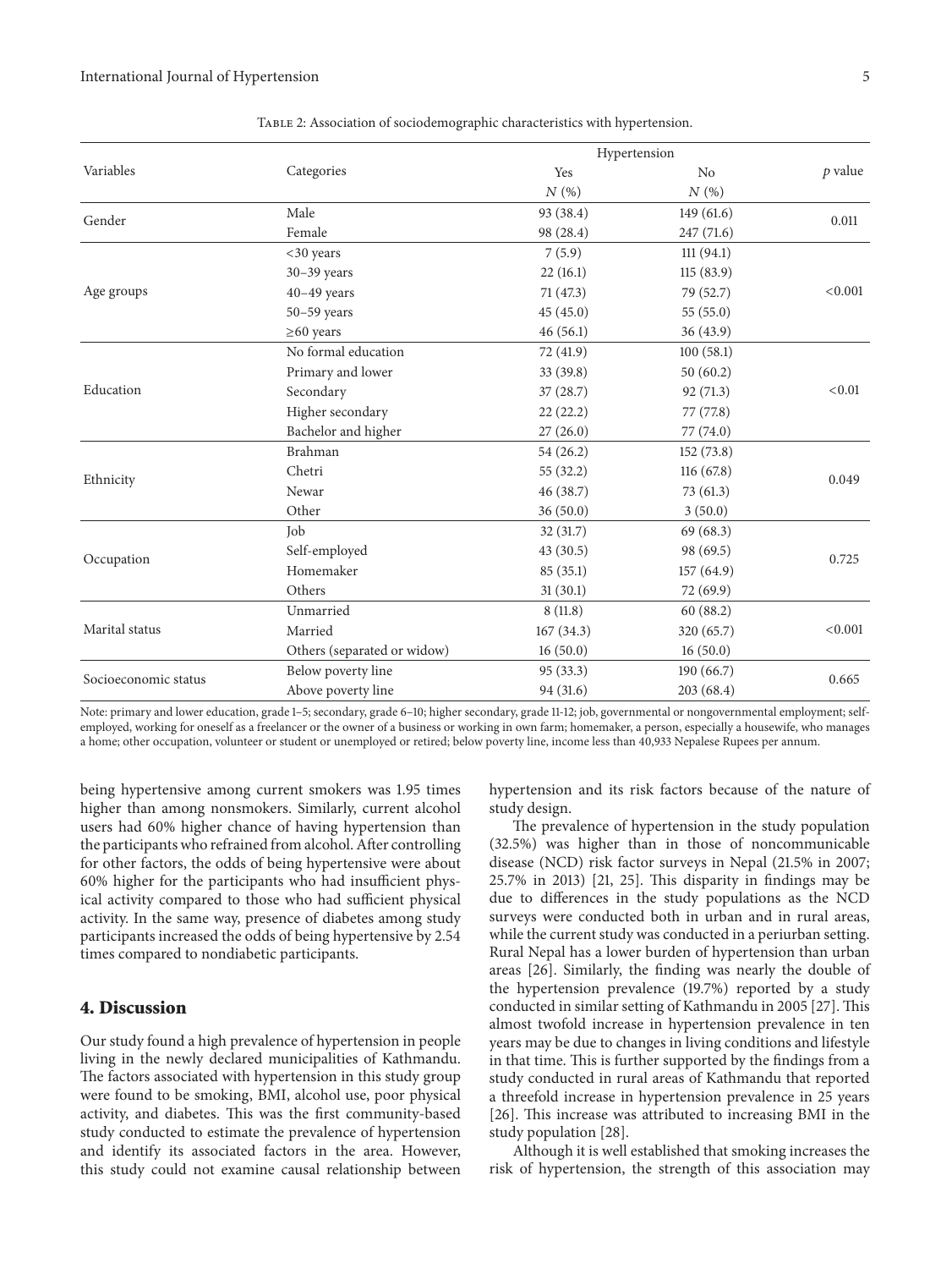Table 2: Association of sociodemographic characteristics with hypertension.

| Variables | Categories | Hypertension | | $p$ value |
|---|---|---|---|---|
| | | Yes | No | |
| | | $N$ (%) | $N$ (%) | |
| Gender | Male | 93 (38.4) | 149 (61.6) | 0.011 |
| | Female | 98 (28.4) | 247 (71.6) | |
| Age groups | <30 years | 7 (5.9) | 111 (94.1) | <0.001 |
| | 30–39 years | 22 (16.1) | 115 (83.9) | |
| | 40–49 years | 71 (47.3) | 79 (52.7) | |
| | 50–59 years | 45 (45.0) | 55 (55.0) | |
| | ≥60 years | 46 (56.1) | 36 (43.9) | |
| Education | No formal education | 72 (41.9) | 100 (58.1) | <0.01 |
| | Primary and lower | 33 (39.8) | 50 (60.2) | |
| | Secondary | 37 (28.7) | 92 (71.3) | |
| | Higher secondary | 22 (22.2) | 77 (77.8) | |
| | Bachelor and higher | 27 (26.0) | 77 (74.0) | |
| Ethnicity | Brahman | 54 (26.2) | 152 (73.8) | 0.049 |
| | Chetri | 55 (32.2) | 116 (67.8) | |
| | Newar | 46 (38.7) | 73 (61.3) | |
| | Other | 36 (50.0) | 3 (50.0) | |
| Occupation | Job | 32 (31.7) | 69 (68.3) | 0.725 |
| | Self-employed | 43 (30.5) | 98 (69.5) | |
| | Homemaker | 85 (35.1) | 157 (64.9) | |
| | Others | 31 (30.1) | 72 (69.9) | |
| Marital status | Unmarried | 8 (11.8) | 60 (88.2) | <0.001 |
| | Married | 167 (34.3) | 320 (65.7) | |
| | Others (separated or widow) | 16 (50.0) | 16 (50.0) | |
| Socioeconomic status | Below poverty line | 95 (33.3) | 190 (66.7) | 0.665 |
| | Above poverty line | 94 (31.6) | 203 (68.4) | |

Note: primary and lower education, grade 1–5; secondary, grade 6–10; higher secondary, grade 11-12; job, governmental or nongovernmental employment; self-employed, working for oneself as a freelancer or the owner of a business or working in own farm; homemaker, a person, especially a housewife, who manages a home; other occupation, volunteer or student or unemployed or retired; below poverty line, income less than 40,933 Nepalese Rupees per annum.

being hypertensive among current smokers was 1.95 times higher than among nonsmokers. Similarly, current alcohol users had 60% higher chance of having hypertension than the participants who refrained from alcohol. After controlling for other factors, the odds of being hypertensive were about 60% higher for the participants who had insufficient physical activity compared to those who had sufficient physical activity. In the same way, presence of diabetes among study participants increased the odds of being hypertensive by 2.54 times compared to nondiabetic participants.

## 4. Discussion

Our study found a high prevalence of hypertension in people living in the newly declared municipalities of Kathmandu. The factors associated with hypertension in this study group were found to be smoking, BMI, alcohol use, poor physical activity, and diabetes. This was the first community-based study conducted to estimate the prevalence of hypertension and identify its associated factors in the area. However, this study could not examine causal relationship between hypertension and its risk factors because of the nature of study design.

The prevalence of hypertension in the study population (32.5%) was higher than in those of noncommunicable disease (NCD) risk factor surveys in Nepal (21.5% in 2007; 25.7% in 2013) [21, 25]. This disparity in findings may be due to differences in the study populations as the NCD surveys were conducted both in urban and in rural areas, while the current study was conducted in a periurban setting. Rural Nepal has a lower burden of hypertension than urban areas [26]. Similarly, the finding was nearly the double of the hypertension prevalence (19.7%) reported by a study conducted in similar setting of Kathmandu in 2005 [27]. This almost twofold increase in hypertension prevalence in ten years may be due to changes in living conditions and lifestyle in that time. This is further supported by the findings from a study conducted in rural areas of Kathmandu that reported a threefold increase in hypertension prevalence in 25 years [26]. This increase was attributed to increasing BMI in the study population [28].

Although it is well established that smoking increases the risk of hypertension, the strength of this association may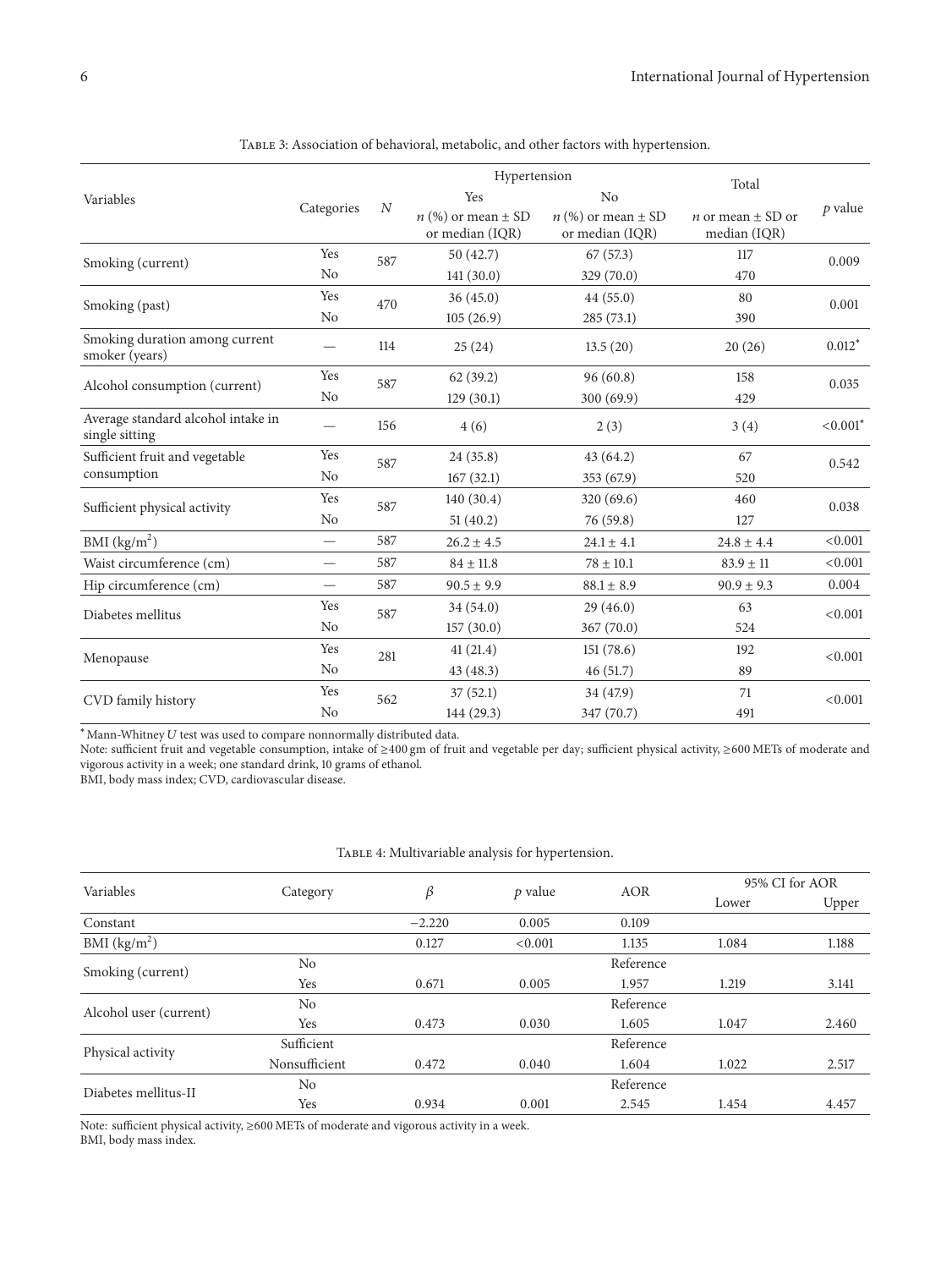Table 3: Association of behavioral, metabolic, and other factors with hypertension.

| Variables | Categories | $N$ | Hypertension | | Total | $p$ value |
|---|---|---|---|---|---|---|
| | | | Yes | No | | |
| | | | $n$ (%) or mean ± SD or median (IQR) | $n$ (%) or mean ± SD or median (IQR) | $n$ or mean ± SD or median (IQR) | |
| Smoking (current) | Yes | 587 | 50 (42.7) | 67 (57.3) | 117 | 0.009 |
| | No | | 141 (30.0) | 329 (70.0) | 470 | |
| Smoking (past) | Yes | 470 | 36 (45.0) | 44 (55.0) | 80 | 0.001 |
| | No | | 105 (26.9) | 285 (73.1) | 390 | |
| Smoking duration among current smoker (years) | — | 114 | 25 (24) | 13.5 (20) | 20 (26) | 0.012* |
| Alcohol consumption (current) | Yes | 587 | 62 (39.2) | 96 (60.8) | 158 | 0.035 |
| | No | | 129 (30.1) | 300 (69.9) | 429 | |
| Average standard alcohol intake in single sitting | — | 156 | 4 (6) | 2 (3) | 3 (4) | <0.001* |
| Sufficient fruit and vegetable consumption | Yes | 587 | 24 (35.8) | 43 (64.2) | 67 | 0.542 |
| | No | | 167 (32.1) | 353 (67.9) | 520 | |
| Sufficient physical activity | Yes | 587 | 140 (30.4) | 320 (69.6) | 460 | 0.038 |
| | No | | 51 (40.2) | 76 (59.8) | 127 | |
| BMI (kg/m$^2$) | — | 587 | 26.2 ± 4.5 | 24.1 ± 4.1 | 24.8 ± 4.4 | <0.001 |
| Waist circumference (cm) | — | 587 | 84 ± 11.8 | 78 ± 10.1 | 83.9 ± 11 | <0.001 |
| Hip circumference (cm) | — | 587 | 90.5 ± 9.9 | 88.1 ± 8.9 | 90.9 ± 9.3 | 0.004 |
| Diabetes mellitus | Yes | 587 | 34 (54.0) | 29 (46.0) | 63 | <0.001 |
| | No | | 157 (30.0) | 367 (70.0) | 524 | |
| Menopause | Yes | 281 | 41 (21.4) | 151 (78.6) | 192 | <0.001 |
| | No | | 43 (48.3) | 46 (51.7) | 89 | |
| CVD family history | Yes | 562 | 37 (52.1) | 34 (47.9) | 71 | <0.001 |
| | No | | 144 (29.3) | 347 (70.7) | 491 | |

*Mann-Whitney $U$ test was used to compare nonnormally distributed data.
Note: sufficient fruit and vegetable consumption, intake of ≥400 gm of fruit and vegetable per day; sufficient physical activity, ≥600 METs of moderate and vigorous activity in a week; one standard drink, 10 grams of ethanol.
BMI, body mass index; CVD, cardiovascular disease.

Table 4: Multivariable analysis for hypertension.

| Variables | Category | $\beta$ | $p$ value | AOR | 95% CI for AOR | |
|---|---|---|---|---|---|---|
| | | | | | Lower | Upper |
| Constant | | −2.220 | 0.005 | 0.109 | | |
| BMI (kg/m$^2$) | | 0.127 | <0.001 | 1.135 | 1.084 | 1.188 |
| Smoking (current) | No | | | Reference | | |
| | Yes | 0.671 | 0.005 | 1.957 | 1.219 | 3.141 |
| Alcohol user (current) | No | | | Reference | | |
| | Yes | 0.473 | 0.030 | 1.605 | 1.047 | 2.460 |
| Physical activity | Sufficient | | | Reference | | |
| | Nonsufficient | 0.472 | 0.040 | 1.604 | 1.022 | 2.517 |
| Diabetes mellitus-II | No | | | Reference | | |
| | Yes | 0.934 | 0.001 | 2.545 | 1.454 | 4.457 |

Note: sufficient physical activity, ≥600 METs of moderate and vigorous activity in a week.
BMI, body mass index.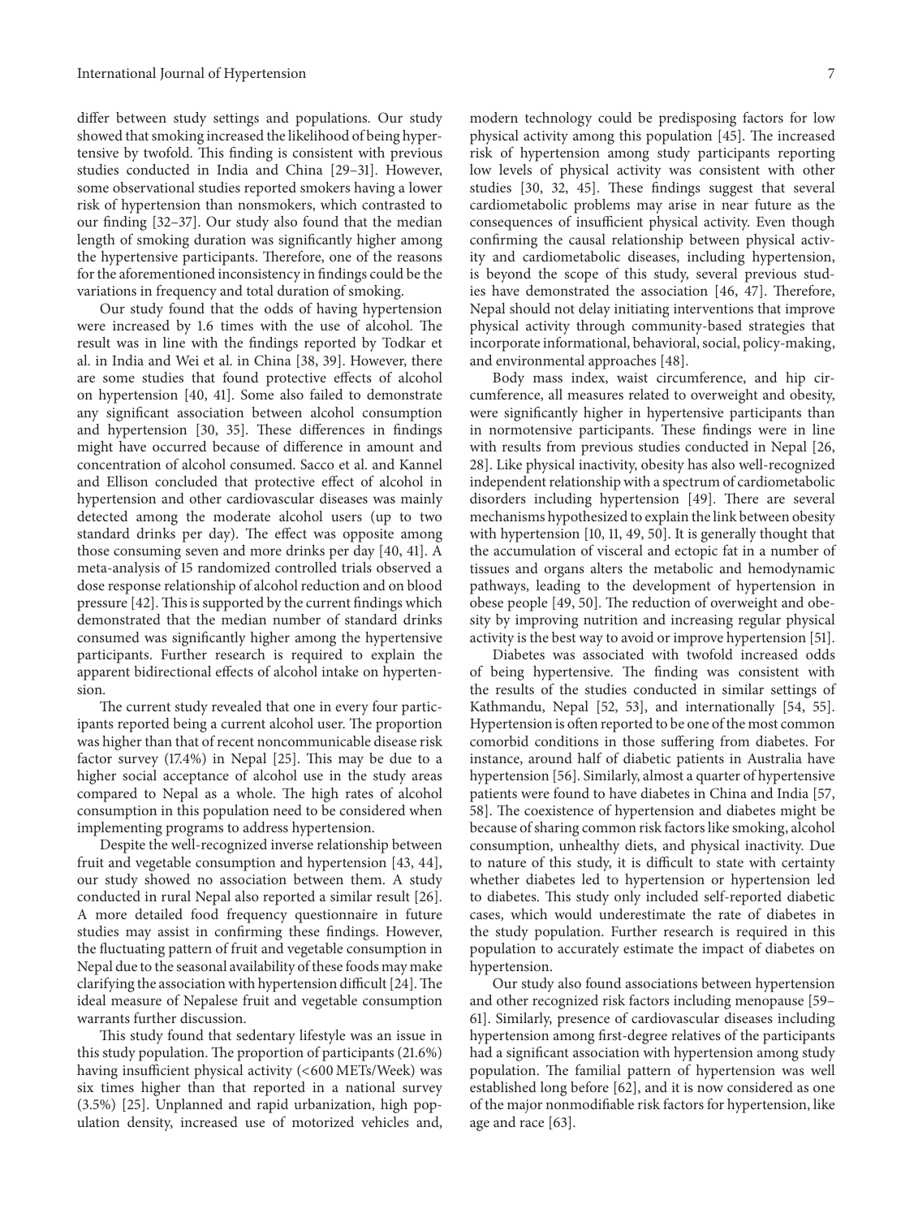differ between study settings and populations. Our study showed that smoking increased the likelihood of being hypertensive by twofold. This finding is consistent with previous studies conducted in India and China [29–31]. However, some observational studies reported smokers having a lower risk of hypertension than nonsmokers, which contrasted to our finding [32–37]. Our study also found that the median length of smoking duration was significantly higher among the hypertensive participants. Therefore, one of the reasons for the aforementioned inconsistency in findings could be the variations in frequency and total duration of smoking.

Our study found that the odds of having hypertension were increased by 1.6 times with the use of alcohol. The result was in line with the findings reported by Todkar et al. in India and Wei et al. in China [38, 39]. However, there are some studies that found protective effects of alcohol on hypertension [40, 41]. Some also failed to demonstrate any significant association between alcohol consumption and hypertension [30, 35]. These differences in findings might have occurred because of difference in amount and concentration of alcohol consumed. Sacco et al. and Kannel and Ellison concluded that protective effect of alcohol in hypertension and other cardiovascular diseases was mainly detected among the moderate alcohol users (up to two standard drinks per day). The effect was opposite among those consuming seven and more drinks per day [40, 41]. A meta-analysis of 15 randomized controlled trials observed a dose response relationship of alcohol reduction and on blood pressure [42]. This is supported by the current findings which demonstrated that the median number of standard drinks consumed was significantly higher among the hypertensive participants. Further research is required to explain the apparent bidirectional effects of alcohol intake on hypertension.

The current study revealed that one in every four participants reported being a current alcohol user. The proportion was higher than that of recent noncommunicable disease risk factor survey (17.4%) in Nepal [25]. This may be due to a higher social acceptance of alcohol use in the study areas compared to Nepal as a whole. The high rates of alcohol consumption in this population need to be considered when implementing programs to address hypertension.

Despite the well-recognized inverse relationship between fruit and vegetable consumption and hypertension [43, 44], our study showed no association between them. A study conducted in rural Nepal also reported a similar result [26]. A more detailed food frequency questionnaire in future studies may assist in confirming these findings. However, the fluctuating pattern of fruit and vegetable consumption in Nepal due to the seasonal availability of these foods may make clarifying the association with hypertension difficult [24]. The ideal measure of Nepalese fruit and vegetable consumption warrants further discussion.

This study found that sedentary lifestyle was an issue in this study population. The proportion of participants (21.6%) having insufficient physical activity (<600 METs/Week) was six times higher than that reported in a national survey (3.5%) [25]. Unplanned and rapid urbanization, high population density, increased use of motorized vehicles and, modern technology could be predisposing factors for low physical activity among this population [45]. The increased risk of hypertension among study participants reporting low levels of physical activity was consistent with other studies [30, 32, 45]. These findings suggest that several cardiometabolic problems may arise in near future as the consequences of insufficient physical activity. Even though confirming the causal relationship between physical activity and cardiometabolic diseases, including hypertension, is beyond the scope of this study, several previous studies have demonstrated the association [46, 47]. Therefore, Nepal should not delay initiating interventions that improve physical activity through community-based strategies that incorporate informational, behavioral, social, policy-making, and environmental approaches [48].

Body mass index, waist circumference, and hip circumference, all measures related to overweight and obesity, were significantly higher in hypertensive participants than in normotensive participants. These findings were in line with results from previous studies conducted in Nepal [26, 28]. Like physical inactivity, obesity has also well-recognized independent relationship with a spectrum of cardiometabolic disorders including hypertension [49]. There are several mechanisms hypothesized to explain the link between obesity with hypertension [10, 11, 49, 50]. It is generally thought that the accumulation of visceral and ectopic fat in a number of tissues and organs alters the metabolic and hemodynamic pathways, leading to the development of hypertension in obese people [49, 50]. The reduction of overweight and obesity by improving nutrition and increasing regular physical activity is the best way to avoid or improve hypertension [51].

Diabetes was associated with twofold increased odds of being hypertensive. The finding was consistent with the results of the studies conducted in similar settings of Kathmandu, Nepal [52, 53], and internationally [54, 55]. Hypertension is often reported to be one of the most common comorbid conditions in those suffering from diabetes. For instance, around half of diabetic patients in Australia have hypertension [56]. Similarly, almost a quarter of hypertensive patients were found to have diabetes in China and India [57, 58]. The coexistence of hypertension and diabetes might be because of sharing common risk factors like smoking, alcohol consumption, unhealthy diets, and physical inactivity. Due to nature of this study, it is difficult to state with certainty whether diabetes led to hypertension or hypertension led to diabetes. This study only included self-reported diabetic cases, which would underestimate the rate of diabetes in the study population. Further research is required in this population to accurately estimate the impact of diabetes on hypertension.

Our study also found associations between hypertension and other recognized risk factors including menopause [59–61]. Similarly, presence of cardiovascular diseases including hypertension among first-degree relatives of the participants had a significant association with hypertension among study population. The familial pattern of hypertension was well established long before [62], and it is now considered as one of the major nonmodifiable risk factors for hypertension, like age and race [63].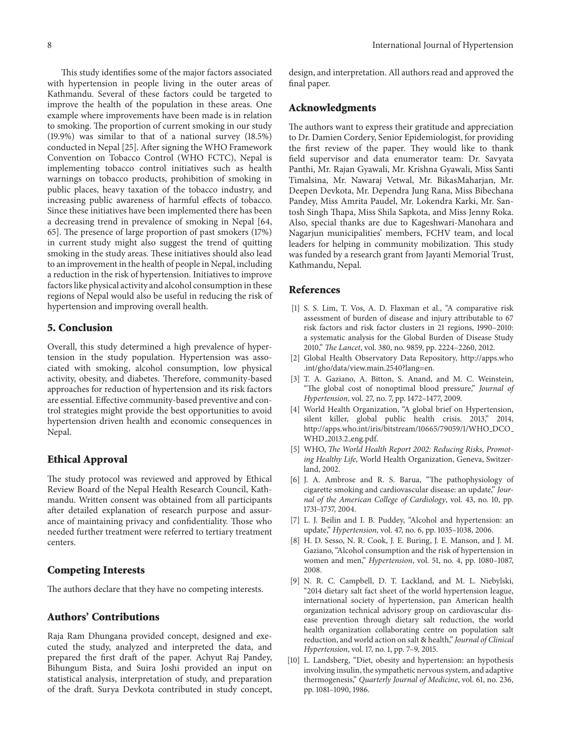This study identifies some of the major factors associated with hypertension in people living in the outer areas of Kathmandu. Several of these factors could be targeted to improve the health of the population in these areas. One example where improvements have been made is in relation to smoking. The proportion of current smoking in our study (19.9%) was similar to that of a national survey (18.5%) conducted in Nepal [25]. After signing the WHO Framework Convention on Tobacco Control (WHO FCTC), Nepal is implementing tobacco control initiatives such as health warnings on tobacco products, prohibition of smoking in public places, heavy taxation of the tobacco industry, and increasing public awareness of harmful effects of tobacco. Since these initiatives have been implemented there has been a decreasing trend in prevalence of smoking in Nepal [64, 65]. The presence of large proportion of past smokers (17%) in current study might also suggest the trend of quitting smoking in the study areas. These initiatives should also lead to an improvement in the health of people in Nepal, including a reduction in the risk of hypertension. Initiatives to improve factors like physical activity and alcohol consumption in these regions of Nepal would also be useful in reducing the risk of hypertension and improving overall health.

## 5. Conclusion

Overall, this study determined a high prevalence of hypertension in the study population. Hypertension was associated with smoking, alcohol consumption, low physical activity, obesity, and diabetes. Therefore, community-based approaches for reduction of hypertension and its risk factors are essential. Effective community-based preventive and control strategies might provide the best opportunities to avoid hypertension driven health and economic consequences in Nepal.

## Ethical Approval

The study protocol was reviewed and approved by Ethical Review Board of the Nepal Health Research Council, Kathmandu. Written consent was obtained from all participants after detailed explanation of research purpose and assurance of maintaining privacy and confidentiality. Those who needed further treatment were referred to tertiary treatment centers.

## Competing Interests

The authors declare that they have no competing interests.

## Authors' Contributions

Raja Ram Dhungana provided concept, designed and executed the study, analyzed and interpreted the data, and prepared the first draft of the paper. Achyut Raj Pandey, Bihungum Bista, and Suira Joshi provided an input on statistical analysis, interpretation of study, and preparation of the draft. Surya Devkota contributed in study concept, design, and interpretation. All authors read and approved the final paper.

## Acknowledgments

The authors want to express their gratitude and appreciation to Dr. Damien Cordery, Senior Epidemiologist, for providing the first review of the paper. They would like to thank field supervisor and data enumerator team: Dr. Savyata Panthi, Mr. Rajan Gyawali, Mr. Krishna Gyawali, Miss Santi Timalsina, Mr. Nawaraj Vetwal, Mr. BikasMaharjan, Mr. Deepen Devkota, Mr. Dependra Jung Rana, Miss Bibechana Pandey, Miss Amrita Paudel, Mr. Lokendra Karki, Mr. Santosh Singh Thapa, Miss Shila Sapkota, and Miss Jenny Roka. Also, special thanks are due to Kageshwari-Manohara and Nagarjun municipalities' members, FCHV team, and local leaders for helping in community mobilization. This study was funded by a research grant from Jayanti Memorial Trust, Kathmandu, Nepal.

## References

[1] S. S. Lim, T. Vos, A. D. Flaxman et al., "A comparative risk assessment of burden of disease and injury attributable to 67 risk factors and risk factor clusters in 21 regions, 1990–2010: a systematic analysis for the Global Burden of Disease Study 2010," *The Lancet*, vol. 380, no. 9859, pp. 2224–2260, 2012.

[2] Global Health Observatory Data Repository, http://apps.who.int/gho/data/view.main.2540?lang=en.

[3] T. A. Gaziano, A. Bitton, S. Anand, and M. C. Weinstein, "The global cost of nonoptimal blood pressure," *Journal of Hypertension*, vol. 27, no. 7, pp. 1472–1477, 2009.

[4] World Health Organization, "A global brief on Hypertension, silent killer, global public health crisis. 2013," 2014, http://apps.who.int/iris/bitstream/10665/79059/1/WHO_DCO_WHD_2013.2_eng.pdf.

[5] WHO, *The World Health Report 2002: Reducing Risks, Promoting Healthy Life*, World Health Organization, Geneva, Switzerland, 2002.

[6] J. A. Ambrose and R. S. Barua, "The pathophysiology of cigarette smoking and cardiovascular disease: an update," *Journal of the American College of Cardiology*, vol. 43, no. 10, pp. 1731–1737, 2004.

[7] L. J. Beilin and I. B. Puddey, "Alcohol and hypertension: an update," *Hypertension*, vol. 47, no. 6, pp. 1035–1038, 2006.

[8] H. D. Sesso, N. R. Cook, J. E. Buring, J. E. Manson, and J. M. Gaziano, "Alcohol consumption and the risk of hypertension in women and men," *Hypertension*, vol. 51, no. 4, pp. 1080–1087, 2008.

[9] N. R. C. Campbell, D. T. Lackland, and M. L. Niebylski, "2014 dietary salt fact sheet of the world hypertension league, international society of hypertension, pan American health organization technical advisory group on cardiovascular disease prevention through dietary salt reduction, the world health organization collaborating centre on population salt reduction, and world action on salt & health," *Journal of Clinical Hypertension*, vol. 17, no. 1, pp. 7–9, 2015.

[10] L. Landsberg, "Diet, obesity and hypertension: an hypothesis involving insulin, the sympathetic nervous system, and adaptive thermogenesis," *Quarterly Journal of Medicine*, vol. 61, no. 236, pp. 1081–1090, 1986.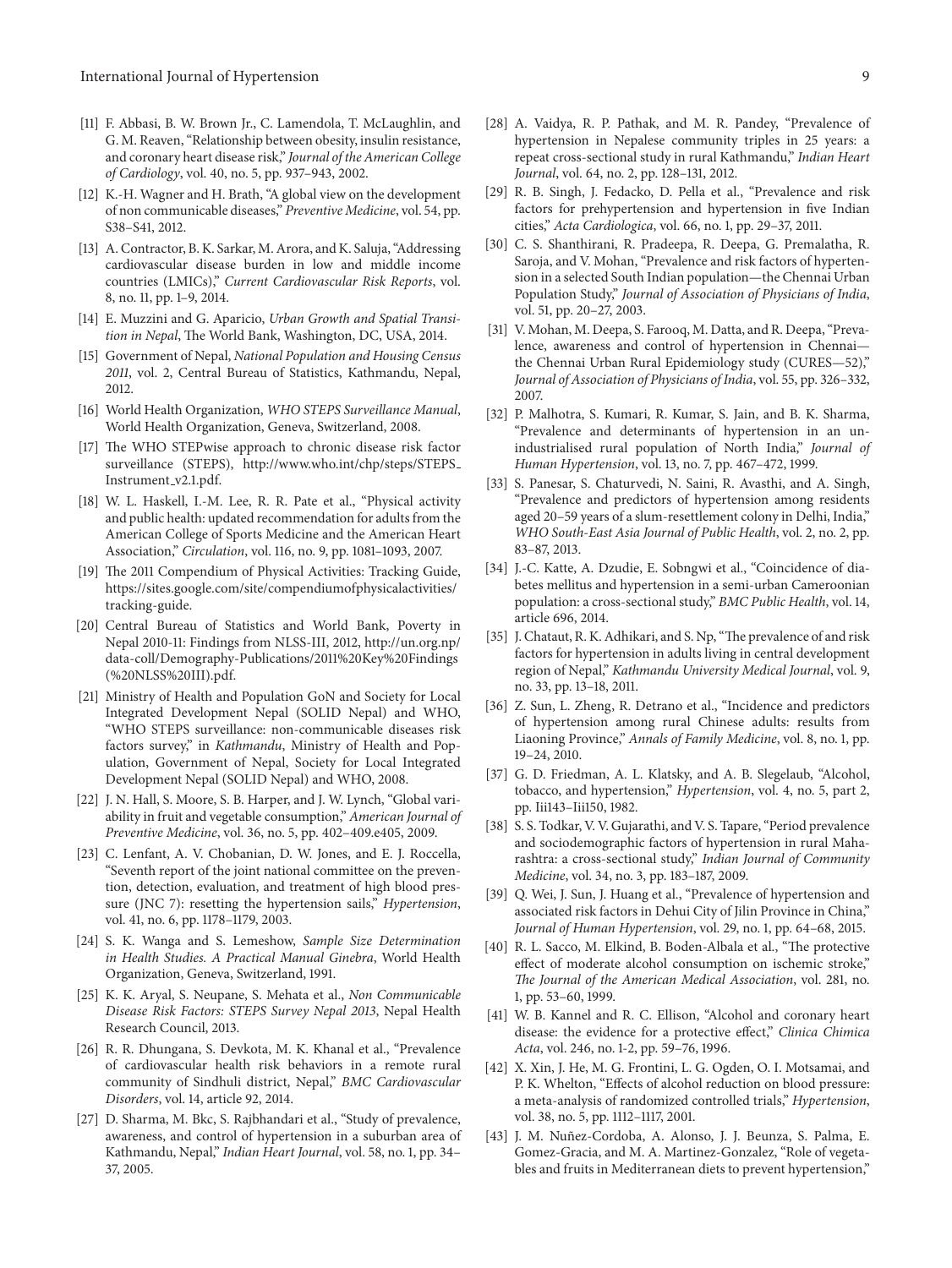[11] F. Abbasi, B. W. Brown Jr., C. Lamendola, T. McLaughlin, and G. M. Reaven, "Relationship between obesity, insulin resistance, and coronary heart disease risk," *Journal of the American College of Cardiology*, vol. 40, no. 5, pp. 937–943, 2002.

[12] K.-H. Wagner and H. Brath, "A global view on the development of non communicable diseases," *Preventive Medicine*, vol. 54, pp. S38–S41, 2012.

[13] A. Contractor, B. K. Sarkar, M. Arora, and K. Saluja, "Addressing cardiovascular disease burden in low and middle income countries (LMICs)," *Current Cardiovascular Risk Reports*, vol. 8, no. 11, pp. 1–9, 2014.

[14] E. Muzzini and G. Aparicio, *Urban Growth and Spatial Transition in Nepal*, The World Bank, Washington, DC, USA, 2014.

[15] Government of Nepal, *National Population and Housing Census 2011*, vol. 2, Central Bureau of Statistics, Kathmandu, Nepal, 2012.

[16] World Health Organization, *WHO STEPS Surveillance Manual*, World Health Organization, Geneva, Switzerland, 2008.

[17] The WHO STEPwise approach to chronic disease risk factor surveillance (STEPS), http://www.who.int/chp/steps/STEPS_Instrument_v2.1.pdf.

[18] W. L. Haskell, I.-M. Lee, R. R. Pate et al., "Physical activity and public health: updated recommendation for adults from the American College of Sports Medicine and the American Heart Association," *Circulation*, vol. 116, no. 9, pp. 1081–1093, 2007.

[19] The 2011 Compendium of Physical Activities: Tracking Guide, https://sites.google.com/site/compendiumofphysicalactivities/tracking-guide.

[20] Central Bureau of Statistics and World Bank, Poverty in Nepal 2010-11: Findings from NLSS-III, 2012, http://un.org.np/data-coll/Demography-Publications/2011%20Key%20Findings(%20NLSS%20III).pdf.

[21] Ministry of Health and Population GoN and Society for Local Integrated Development Nepal (SOLID Nepal) and WHO, "WHO STEPS surveillance: non-communicable diseases risk factors survey," in *Kathmandu*, Ministry of Health and Population, Government of Nepal, Society for Local Integrated Development Nepal (SOLID Nepal) and WHO, 2008.

[22] J. N. Hall, S. Moore, S. B. Harper, and J. W. Lynch, "Global variability in fruit and vegetable consumption," *American Journal of Preventive Medicine*, vol. 36, no. 5, pp. 402–409.e405, 2009.

[23] C. Lenfant, A. V. Chobanian, D. W. Jones, and E. J. Roccella, "Seventh report of the joint national committee on the prevention, detection, evaluation, and treatment of high blood pressure (JNC 7): resetting the hypertension sails," *Hypertension*, vol. 41, no. 6, pp. 1178–1179, 2003.

[24] S. K. Wanga and S. Lemeshow, *Sample Size Determination in Health Studies. A Practical Manual Ginebra*, World Health Organization, Geneva, Switzerland, 1991.

[25] K. K. Aryal, S. Neupane, S. Mehata et al., *Non Communicable Disease Risk Factors: STEPS Survey Nepal 2013*, Nepal Health Research Council, 2013.

[26] R. R. Dhungana, S. Devkota, M. K. Khanal et al., "Prevalence of cardiovascular health risk behaviors in a remote rural community of Sindhuli district, Nepal," *BMC Cardiovascular Disorders*, vol. 14, article 92, 2014.

[27] D. Sharma, M. Bkc, S. Rajbhandari et al., "Study of prevalence, awareness, and control of hypertension in a suburban area of Kathmandu, Nepal," *Indian Heart Journal*, vol. 58, no. 1, pp. 34–37, 2005.

[28] A. Vaidya, R. P. Pathak, and M. R. Pandey, "Prevalence of hypertension in Nepalese community triples in 25 years: a repeat cross-sectional study in rural Kathmandu," *Indian Heart Journal*, vol. 64, no. 2, pp. 128–131, 2012.

[29] R. B. Singh, J. Fedacko, D. Pella et al., "Prevalence and risk factors for prehypertension and hypertension in five Indian cities," *Acta Cardiologica*, vol. 66, no. 1, pp. 29–37, 2011.

[30] C. S. Shanthirani, R. Pradeepa, R. Deepa, G. Premalatha, R. Saroja, and V. Mohan, "Prevalence and risk factors of hypertension in a selected South Indian population—the Chennai Urban Population Study," *Journal of Association of Physicians of India*, vol. 51, pp. 20–27, 2003.

[31] V. Mohan, M. Deepa, S. Farooq, M. Datta, and R. Deepa, "Prevalence, awareness and control of hypertension in Chennai—the Chennai Urban Rural Epidemiology study (CURES—52)," *Journal of Association of Physicians of India*, vol. 55, pp. 326–332, 2007.

[32] P. Malhotra, S. Kumari, R. Kumar, S. Jain, and B. K. Sharma, "Prevalence and determinants of hypertension in an un-industrialised rural population of North India," *Journal of Human Hypertension*, vol. 13, no. 7, pp. 467–472, 1999.

[33] S. Panesar, S. Chaturvedi, N. Saini, R. Avasthi, and A. Singh, "Prevalence and predictors of hypertension among residents aged 20–59 years of a slum-resettlement colony in Delhi, India," *WHO South-East Asia Journal of Public Health*, vol. 2, no. 2, pp. 83–87, 2013.

[34] J.-C. Katte, A. Dzudie, E. Sobngwi et al., "Coincidence of diabetes mellitus and hypertension in a semi-urban Cameroonian population: a cross-sectional study," *BMC Public Health*, vol. 14, article 696, 2014.

[35] J. Chataut, R. K. Adhikari, and S. Np, "The prevalence of and risk factors for hypertension in adults living in central development region of Nepal," *Kathmandu University Medical Journal*, vol. 9, no. 33, pp. 13–18, 2011.

[36] Z. Sun, L. Zheng, R. Detrano et al., "Incidence and predictors of hypertension among rural Chinese adults: results from Liaoning Province," *Annals of Family Medicine*, vol. 8, no. 1, pp. 19–24, 2010.

[37] G. D. Friedman, A. L. Klatsky, and A. B. Slegelaub, "Alcohol, tobacco, and hypertension," *Hypertension*, vol. 4, no. 5, part 2, pp. Iii143–Iii150, 1982.

[38] S. S. Todkar, V. V. Gujarathi, and V. S. Tapare, "Period prevalence and sociodemographic factors of hypertension in rural Maharashtra: a cross-sectional study," *Indian Journal of Community Medicine*, vol. 34, no. 3, pp. 183–187, 2009.

[39] Q. Wei, J. Sun, J. Huang et al., "Prevalence of hypertension and associated risk factors in Dehui City of Jilin Province in China," *Journal of Human Hypertension*, vol. 29, no. 1, pp. 64–68, 2015.

[40] R. L. Sacco, M. Elkind, B. Boden-Albala et al., "The protective effect of moderate alcohol consumption on ischemic stroke," *The Journal of the American Medical Association*, vol. 281, no. 1, pp. 53–60, 1999.

[41] W. B. Kannel and R. C. Ellison, "Alcohol and coronary heart disease: the evidence for a protective effect," *Clinica Chimica Acta*, vol. 246, no. 1-2, pp. 59–76, 1996.

[42] X. Xin, J. He, M. G. Frontini, L. G. Ogden, O. I. Motsamai, and P. K. Whelton, "Effects of alcohol reduction on blood pressure: a meta-analysis of randomized controlled trials," *Hypertension*, vol. 38, no. 5, pp. 1112–1117, 2001.

[43] J. M. Nuñez-Cordoba, A. Alonso, J. J. Beunza, S. Palma, E. Gomez-Gracia, and M. A. Martinez-Gonzalez, "Role of vegetables and fruits in Mediterranean diets to prevent hypertension,"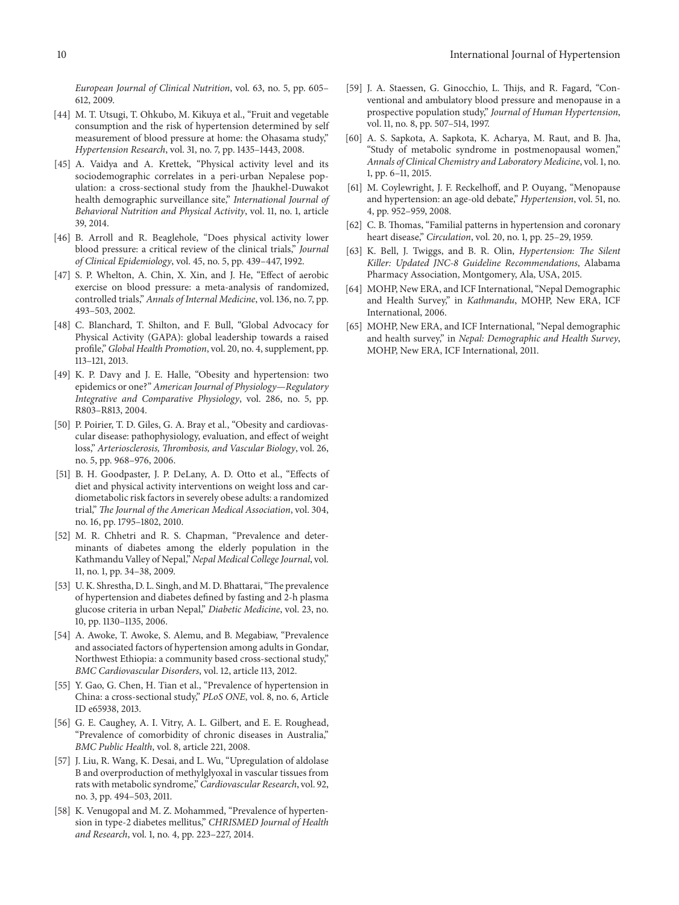*European Journal of Clinical Nutrition*, vol. 63, no. 5, pp. 605–612, 2009.

[44] M. T. Utsugi, T. Ohkubo, M. Kikuya et al., "Fruit and vegetable consumption and the risk of hypertension determined by self measurement of blood pressure at home: the Ohasama study," *Hypertension Research*, vol. 31, no. 7, pp. 1435–1443, 2008.

[45] A. Vaidya and A. Krettek, "Physical activity level and its sociodemographic correlates in a peri-urban Nepalese population: a cross-sectional study from the Jhaukhel-Duwakot health demographic surveillance site," *International Journal of Behavioral Nutrition and Physical Activity*, vol. 11, no. 1, article 39, 2014.

[46] B. Arroll and R. Beaglehole, "Does physical activity lower blood pressure: a critical review of the clinical trials," *Journal of Clinical Epidemiology*, vol. 45, no. 5, pp. 439–447, 1992.

[47] S. P. Whelton, A. Chin, X. Xin, and J. He, "Effect of aerobic exercise on blood pressure: a meta-analysis of randomized, controlled trials," *Annals of Internal Medicine*, vol. 136, no. 7, pp. 493–503, 2002.

[48] C. Blanchard, T. Shilton, and F. Bull, "Global Advocacy for Physical Activity (GAPA): global leadership towards a raised profile," *Global Health Promotion*, vol. 20, no. 4, supplement, pp. 113–121, 2013.

[49] K. P. Davy and J. E. Halle, "Obesity and hypertension: two epidemics or one?" *American Journal of Physiology—Regulatory Integrative and Comparative Physiology*, vol. 286, no. 5, pp. R803–R813, 2004.

[50] P. Poirier, T. D. Giles, G. A. Bray et al., "Obesity and cardiovascular disease: pathophysiology, evaluation, and effect of weight loss," *Arteriosclerosis, Thrombosis, and Vascular Biology*, vol. 26, no. 5, pp. 968–976, 2006.

[51] B. H. Goodpaster, J. P. DeLany, A. D. Otto et al., "Effects of diet and physical activity interventions on weight loss and cardiometabolic risk factors in severely obese adults: a randomized trial," *The Journal of the American Medical Association*, vol. 304, no. 16, pp. 1795–1802, 2010.

[52] M. R. Chhetri and R. S. Chapman, "Prevalence and determinants of diabetes among the elderly population in the Kathmandu Valley of Nepal," *Nepal Medical College Journal*, vol. 11, no. 1, pp. 34–38, 2009.

[53] U. K. Shrestha, D. L. Singh, and M. D. Bhattarai, "The prevalence of hypertension and diabetes defined by fasting and 2-h plasma glucose criteria in urban Nepal," *Diabetic Medicine*, vol. 23, no. 10, pp. 1130–1135, 2006.

[54] A. Awoke, T. Awoke, S. Alemu, and B. Megabiaw, "Prevalence and associated factors of hypertension among adults in Gondar, Northwest Ethiopia: a community based cross-sectional study," *BMC Cardiovascular Disorders*, vol. 12, article 113, 2012.

[55] Y. Gao, G. Chen, H. Tian et al., "Prevalence of hypertension in China: a cross-sectional study," *PLoS ONE*, vol. 8, no. 6, Article ID e65938, 2013.

[56] G. E. Caughey, A. I. Vitry, A. L. Gilbert, and E. E. Roughead, "Prevalence of comorbidity of chronic diseases in Australia," *BMC Public Health*, vol. 8, article 221, 2008.

[57] J. Liu, R. Wang, K. Desai, and L. Wu, "Upregulation of aldolase B and overproduction of methylglyoxal in vascular tissues from rats with metabolic syndrome," *Cardiovascular Research*, vol. 92, no. 3, pp. 494–503, 2011.

[58] K. Venugopal and M. Z. Mohammed, "Prevalence of hypertension in type-2 diabetes mellitus," *CHRISMED Journal of Health and Research*, vol. 1, no. 4, pp. 223–227, 2014.

[59] J. A. Staessen, G. Ginocchio, L. Thijs, and R. Fagard, "Conventional and ambulatory blood pressure and menopause in a prospective population study," *Journal of Human Hypertension*, vol. 11, no. 8, pp. 507–514, 1997.

[60] A. S. Sapkota, A. Sapkota, K. Acharya, M. Raut, and B. Jha, "Study of metabolic syndrome in postmenopausal women," *Annals of Clinical Chemistry and Laboratory Medicine*, vol. 1, no. 1, pp. 6–11, 2015.

[61] M. Coylewright, J. F. Reckelhoff, and P. Ouyang, "Menopause and hypertension: an age-old debate," *Hypertension*, vol. 51, no. 4, pp. 952–959, 2008.

[62] C. B. Thomas, "Familial patterns in hypertension and coronary heart disease," *Circulation*, vol. 20, no. 1, pp. 25–29, 1959.

[63] K. Bell, J. Twiggs, and B. R. Olin, *Hypertension: The Silent Killer: Updated JNC-8 Guideline Recommendations*, Alabama Pharmacy Association, Montgomery, Ala, USA, 2015.

[64] MOHP, New ERA, and ICF International, "Nepal Demographic and Health Survey," in *Kathmandu*, MOHP, New ERA, ICF International, 2006.

[65] MOHP, New ERA, and ICF International, "Nepal demographic and health survey," in *Nepal: Demographic and Health Survey*, MOHP, New ERA, ICF International, 2011.